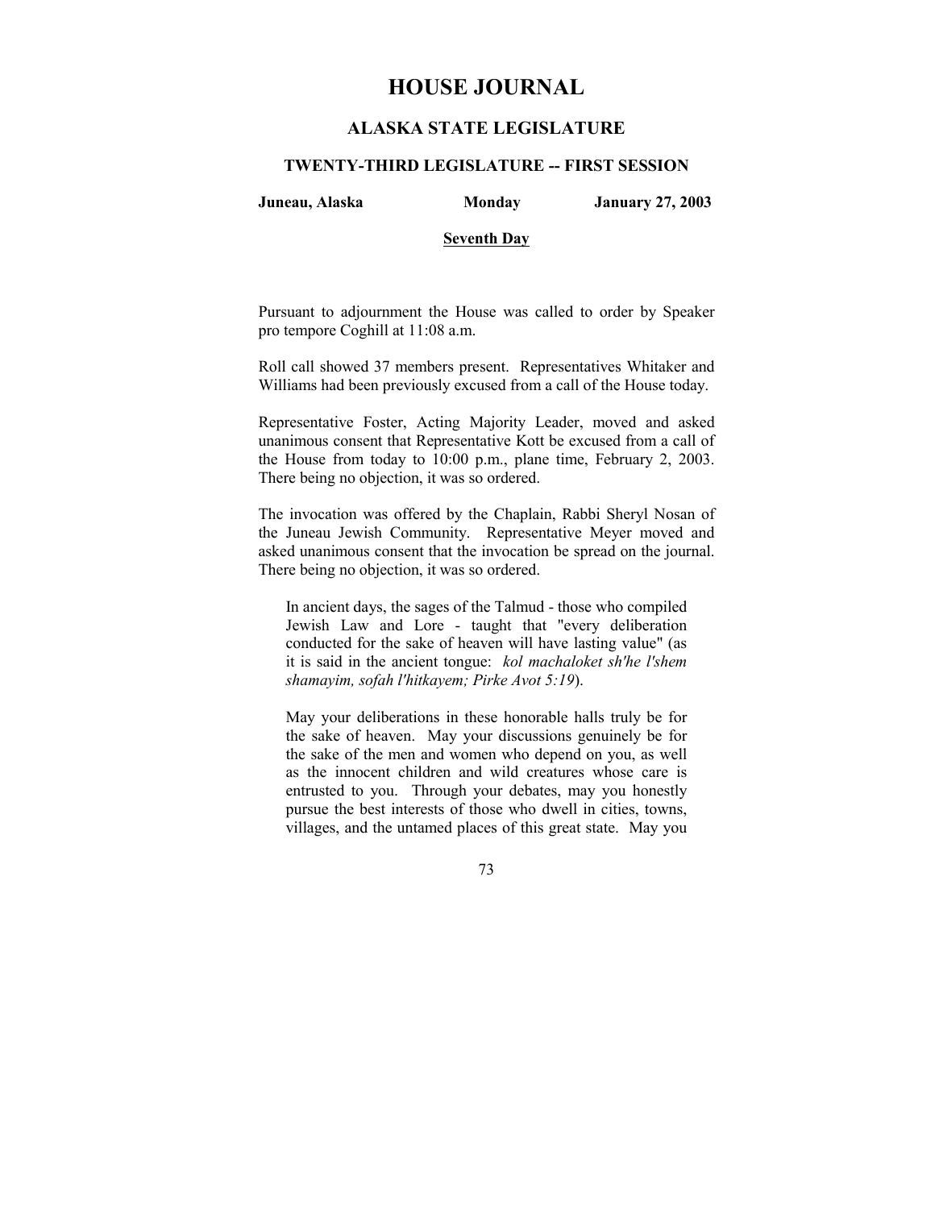# HOUSE JOURNAL

## ALASKA STATE LEGISLATURE

### TWENTY-THIRD LEGISLATURE -- FIRST SESSION

**Juneau, Alaska** **Monday** **January 27, 2003**

**Seventh Day**

Pursuant to adjournment the House was called to order by Speaker pro tempore Coghill at 11:08 a.m.

Roll call showed 37 members present. Representatives Whitaker and Williams had been previously excused from a call of the House today.

Representative Foster, Acting Majority Leader, moved and asked unanimous consent that Representative Kott be excused from a call of the House from today to 10:00 p.m., plane time, February 2, 2003. There being no objection, it was so ordered.

The invocation was offered by the Chaplain, Rabbi Sheryl Nosan of the Juneau Jewish Community. Representative Meyer moved and asked unanimous consent that the invocation be spread on the journal. There being no objection, it was so ordered.

> In ancient days, the sages of the Talmud - those who compiled Jewish Law and Lore - taught that "every deliberation conducted for the sake of heaven will have lasting value" (as it is said in the ancient tongue: *kol machaloket sh'he l'shem shamayim, sofah l'hitkayem; Pirke Avot 5:19*).
>
> May your deliberations in these honorable halls truly be for the sake of heaven. May your discussions genuinely be for the sake of the men and women who depend on you, as well as the innocent children and wild creatures whose care is entrusted to you. Through your debates, may you honestly pursue the best interests of those who dwell in cities, towns, villages, and the untamed places of this great state. May you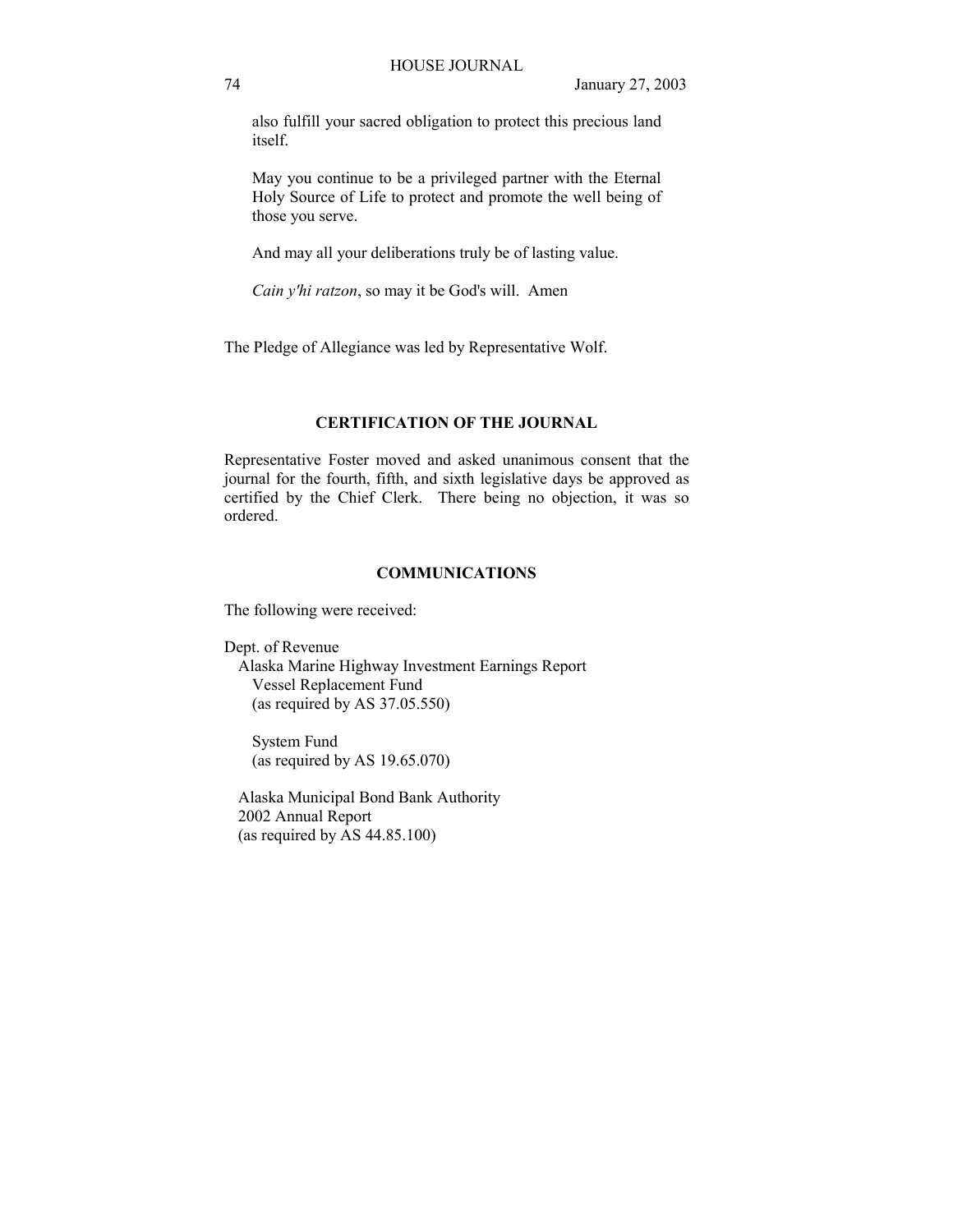also fulfill your sacred obligation to protect this precious land itself.

May you continue to be a privileged partner with the Eternal Holy Source of Life to protect and promote the well being of those you serve.

And may all your deliberations truly be of lasting value.

*Cain y'hi ratzon*, so may it be God's will. Amen

The Pledge of Allegiance was led by Representative Wolf.

## CERTIFICATION OF THE JOURNAL

Representative Foster moved and asked unanimous consent that the journal for the fourth, fifth, and sixth legislative days be approved as certified by the Chief Clerk. There being no objection, it was so ordered.

## COMMUNICATIONS

The following were received:

Dept. of Revenue
  Alaska Marine Highway Investment Earnings Report
    Vessel Replacement Fund
    (as required by AS 37.05.550)

    System Fund
    (as required by AS 19.65.070)

  Alaska Municipal Bond Bank Authority
  2002 Annual Report
  (as required by AS 44.85.100)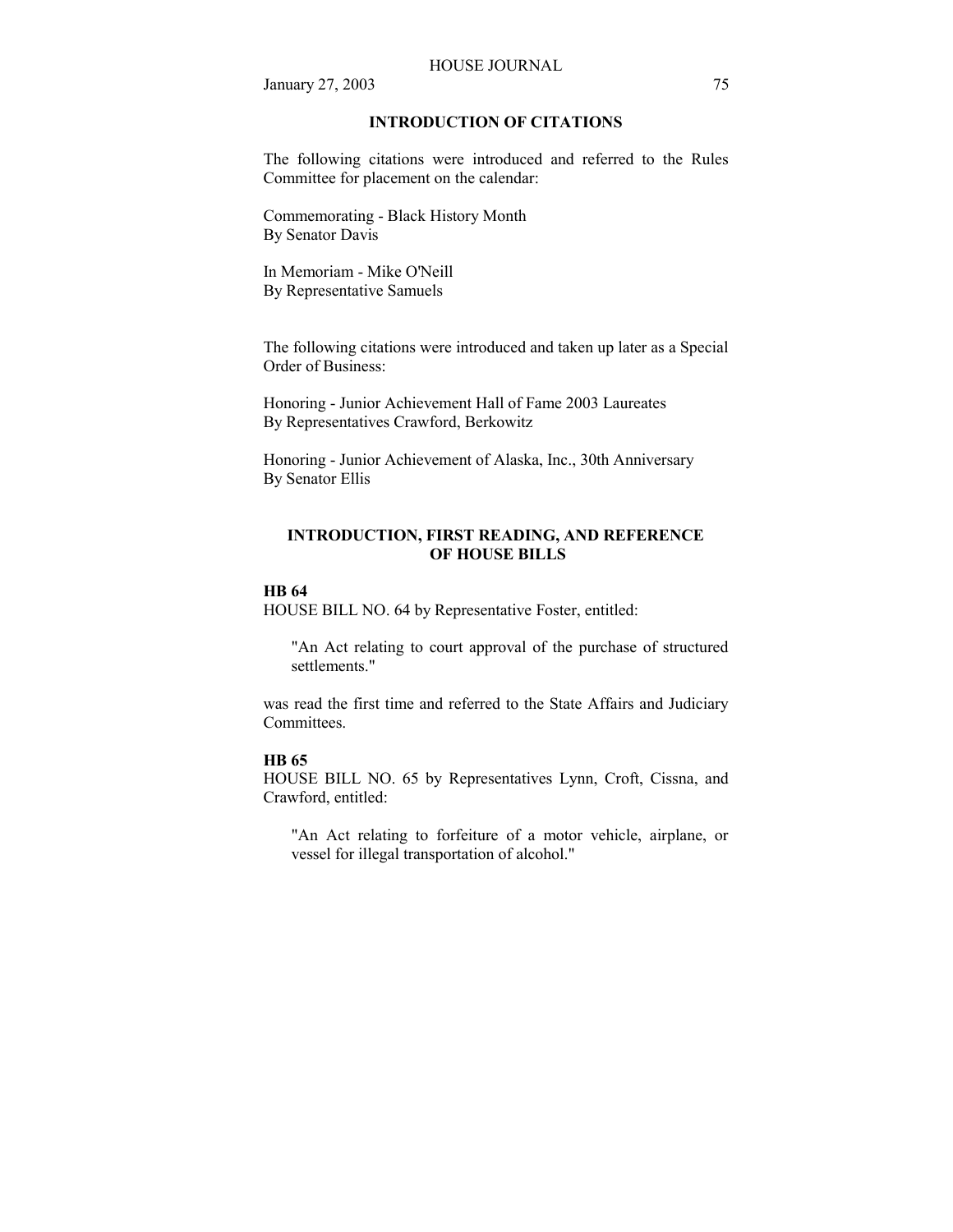## INTRODUCTION OF CITATIONS

The following citations were introduced and referred to the Rules Committee for placement on the calendar:

Commemorating - Black History Month
By Senator Davis

In Memoriam - Mike O'Neill
By Representative Samuels

The following citations were introduced and taken up later as a Special Order of Business:

Honoring - Junior Achievement Hall of Fame 2003 Laureates
By Representatives Crawford, Berkowitz

Honoring - Junior Achievement of Alaska, Inc., 30th Anniversary
By Senator Ellis

## INTRODUCTION, FIRST READING, AND REFERENCE OF HOUSE BILLS

**HB 64**

HOUSE BILL NO. 64 by Representative Foster, entitled:

> "An Act relating to court approval of the purchase of structured settlements."

was read the first time and referred to the State Affairs and Judiciary Committees.

**HB 65**

HOUSE BILL NO. 65 by Representatives Lynn, Croft, Cissna, and Crawford, entitled:

> "An Act relating to forfeiture of a motor vehicle, airplane, or vessel for illegal transportation of alcohol."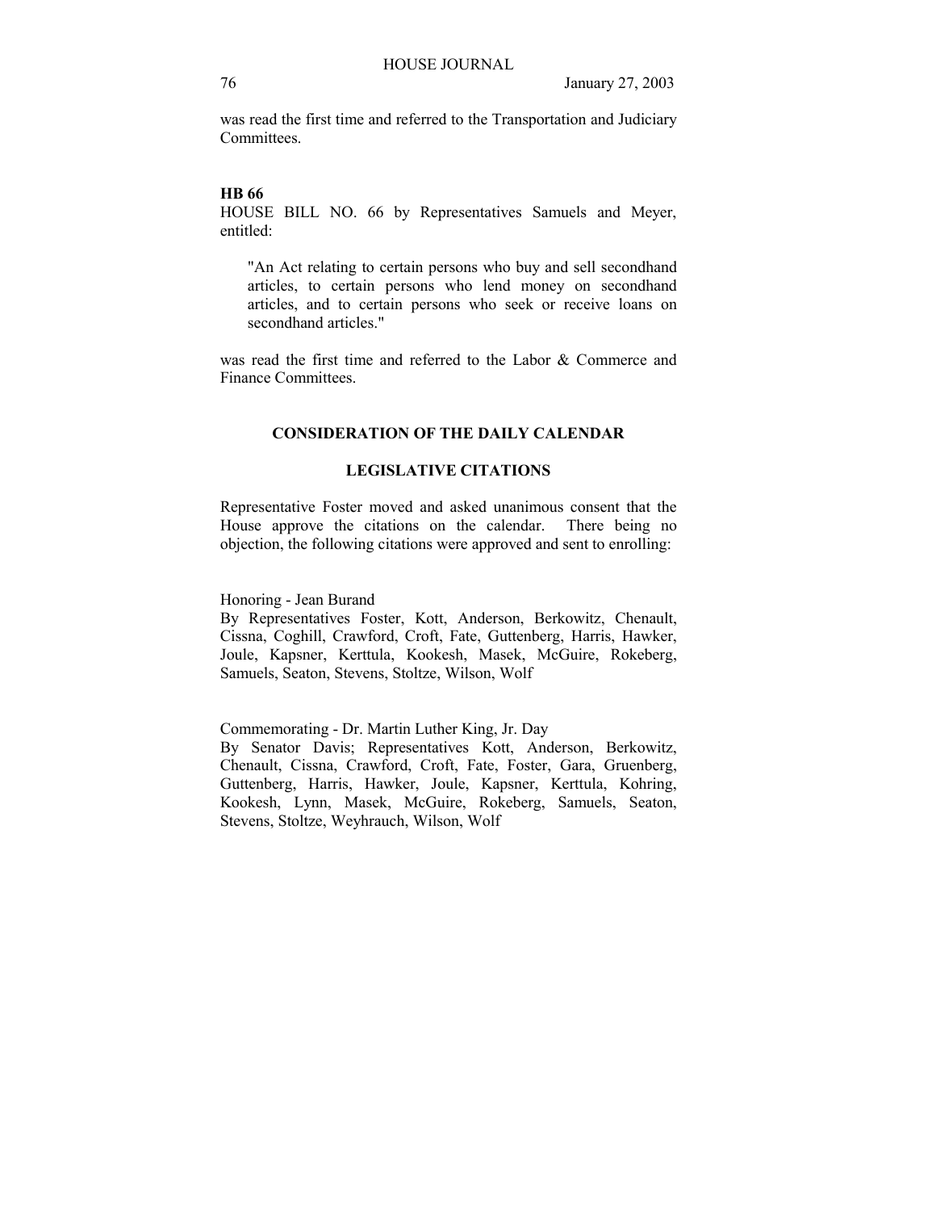was read the first time and referred to the Transportation and Judiciary Committees.

**HB 66**

HOUSE BILL NO. 66 by Representatives Samuels and Meyer, entitled:

> "An Act relating to certain persons who buy and sell secondhand articles, to certain persons who lend money on secondhand articles, and to certain persons who seek or receive loans on secondhand articles."

was read the first time and referred to the Labor & Commerce and Finance Committees.

## CONSIDERATION OF THE DAILY CALENDAR

## LEGISLATIVE CITATIONS

Representative Foster moved and asked unanimous consent that the House approve the citations on the calendar. There being no objection, the following citations were approved and sent to enrolling:

Honoring - Jean Burand
By Representatives Foster, Kott, Anderson, Berkowitz, Chenault, Cissna, Coghill, Crawford, Croft, Fate, Guttenberg, Harris, Hawker, Joule, Kapsner, Kerttula, Kookesh, Masek, McGuire, Rokeberg, Samuels, Seaton, Stevens, Stoltze, Wilson, Wolf

Commemorating - Dr. Martin Luther King, Jr. Day
By Senator Davis; Representatives Kott, Anderson, Berkowitz, Chenault, Cissna, Crawford, Croft, Fate, Foster, Gara, Gruenberg, Guttenberg, Harris, Hawker, Joule, Kapsner, Kerttula, Kohring, Kookesh, Lynn, Masek, McGuire, Rokeberg, Samuels, Seaton, Stevens, Stoltze, Weyhrauch, Wilson, Wolf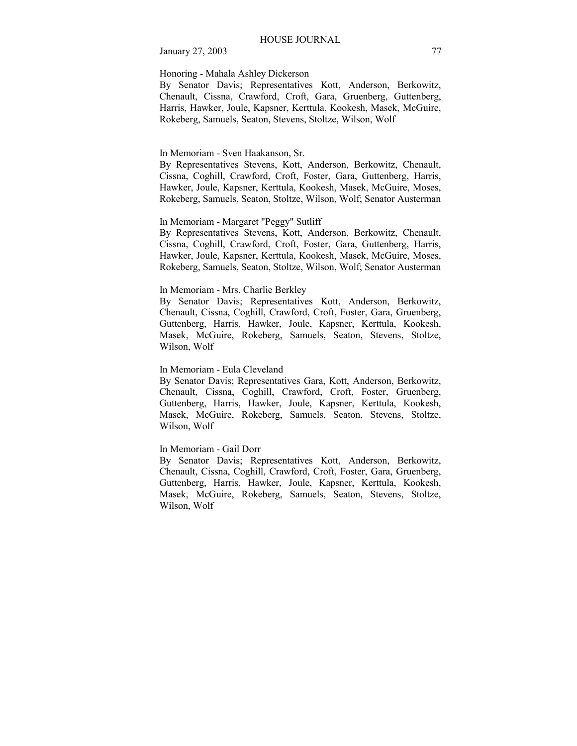Honoring - Mahala Ashley Dickerson

By Senator Davis; Representatives Kott, Anderson, Berkowitz, Chenault, Cissna, Crawford, Croft, Gara, Gruenberg, Guttenberg, Harris, Hawker, Joule, Kapsner, Kerttula, Kookesh, Masek, McGuire, Rokeberg, Samuels, Seaton, Stevens, Stoltze, Wilson, Wolf

In Memoriam - Sven Haakanson, Sr.

By Representatives Stevens, Kott, Anderson, Berkowitz, Chenault, Cissna, Coghill, Crawford, Croft, Foster, Gara, Guttenberg, Harris, Hawker, Joule, Kapsner, Kerttula, Kookesh, Masek, McGuire, Moses, Rokeberg, Samuels, Seaton, Stoltze, Wilson, Wolf; Senator Austerman

In Memoriam - Margaret "Peggy" Sutliff

By Representatives Stevens, Kott, Anderson, Berkowitz, Chenault, Cissna, Coghill, Crawford, Croft, Foster, Gara, Guttenberg, Harris, Hawker, Joule, Kapsner, Kerttula, Kookesh, Masek, McGuire, Moses, Rokeberg, Samuels, Seaton, Stoltze, Wilson, Wolf; Senator Austerman

In Memoriam - Mrs. Charlie Berkley

By Senator Davis; Representatives Kott, Anderson, Berkowitz, Chenault, Cissna, Coghill, Crawford, Croft, Foster, Gara, Gruenberg, Guttenberg, Harris, Hawker, Joule, Kapsner, Kerttula, Kookesh, Masek, McGuire, Rokeberg, Samuels, Seaton, Stevens, Stoltze, Wilson, Wolf

In Memoriam - Eula Cleveland

By Senator Davis; Representatives Gara, Kott, Anderson, Berkowitz, Chenault, Cissna, Coghill, Crawford, Croft, Foster, Gruenberg, Guttenberg, Harris, Hawker, Joule, Kapsner, Kerttula, Kookesh, Masek, McGuire, Rokeberg, Samuels, Seaton, Stevens, Stoltze, Wilson, Wolf

In Memoriam - Gail Dorr

By Senator Davis; Representatives Kott, Anderson, Berkowitz, Chenault, Cissna, Coghill, Crawford, Croft, Foster, Gara, Gruenberg, Guttenberg, Harris, Hawker, Joule, Kapsner, Kerttula, Kookesh, Masek, McGuire, Rokeberg, Samuels, Seaton, Stevens, Stoltze, Wilson, Wolf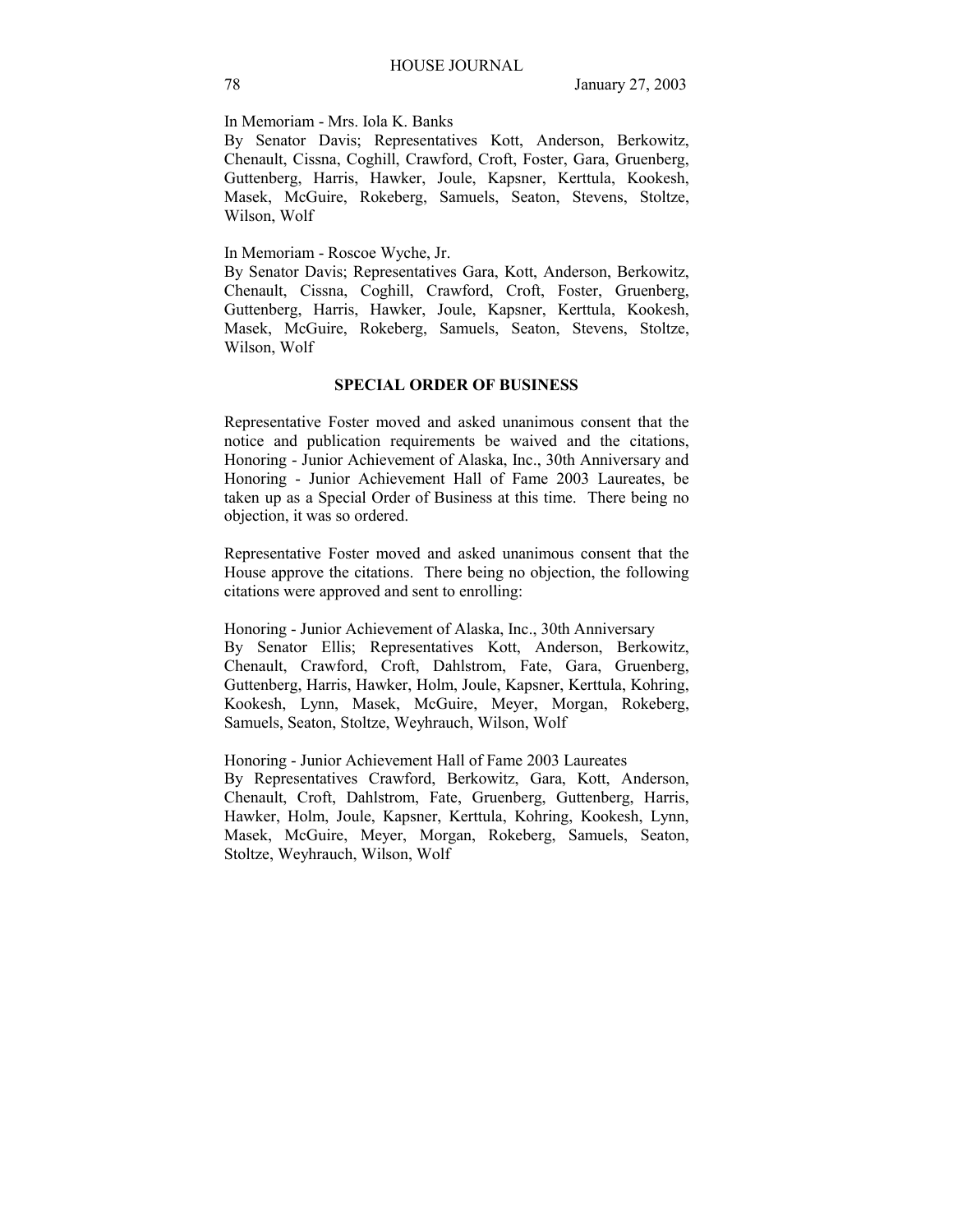In Memoriam - Mrs. Iola K. Banks
By Senator Davis; Representatives Kott, Anderson, Berkowitz, Chenault, Cissna, Coghill, Crawford, Croft, Foster, Gara, Gruenberg, Guttenberg, Harris, Hawker, Joule, Kapsner, Kerttula, Kookesh, Masek, McGuire, Rokeberg, Samuels, Seaton, Stevens, Stoltze, Wilson, Wolf

In Memoriam - Roscoe Wyche, Jr.
By Senator Davis; Representatives Gara, Kott, Anderson, Berkowitz, Chenault, Cissna, Coghill, Crawford, Croft, Foster, Gruenberg, Guttenberg, Harris, Hawker, Joule, Kapsner, Kerttula, Kookesh, Masek, McGuire, Rokeberg, Samuels, Seaton, Stevens, Stoltze, Wilson, Wolf

## SPECIAL ORDER OF BUSINESS

Representative Foster moved and asked unanimous consent that the notice and publication requirements be waived and the citations, Honoring - Junior Achievement of Alaska, Inc., 30th Anniversary and Honoring - Junior Achievement Hall of Fame 2003 Laureates, be taken up as a Special Order of Business at this time. There being no objection, it was so ordered.

Representative Foster moved and asked unanimous consent that the House approve the citations. There being no objection, the following citations were approved and sent to enrolling:

Honoring - Junior Achievement of Alaska, Inc., 30th Anniversary
By Senator Ellis; Representatives Kott, Anderson, Berkowitz, Chenault, Crawford, Croft, Dahlstrom, Fate, Gara, Gruenberg, Guttenberg, Harris, Hawker, Holm, Joule, Kapsner, Kerttula, Kohring, Kookesh, Lynn, Masek, McGuire, Meyer, Morgan, Rokeberg, Samuels, Seaton, Stoltze, Weyhrauch, Wilson, Wolf

Honoring - Junior Achievement Hall of Fame 2003 Laureates
By Representatives Crawford, Berkowitz, Gara, Kott, Anderson, Chenault, Croft, Dahlstrom, Fate, Gruenberg, Guttenberg, Harris, Hawker, Holm, Joule, Kapsner, Kerttula, Kohring, Kookesh, Lynn, Masek, McGuire, Meyer, Morgan, Rokeberg, Samuels, Seaton, Stoltze, Weyhrauch, Wilson, Wolf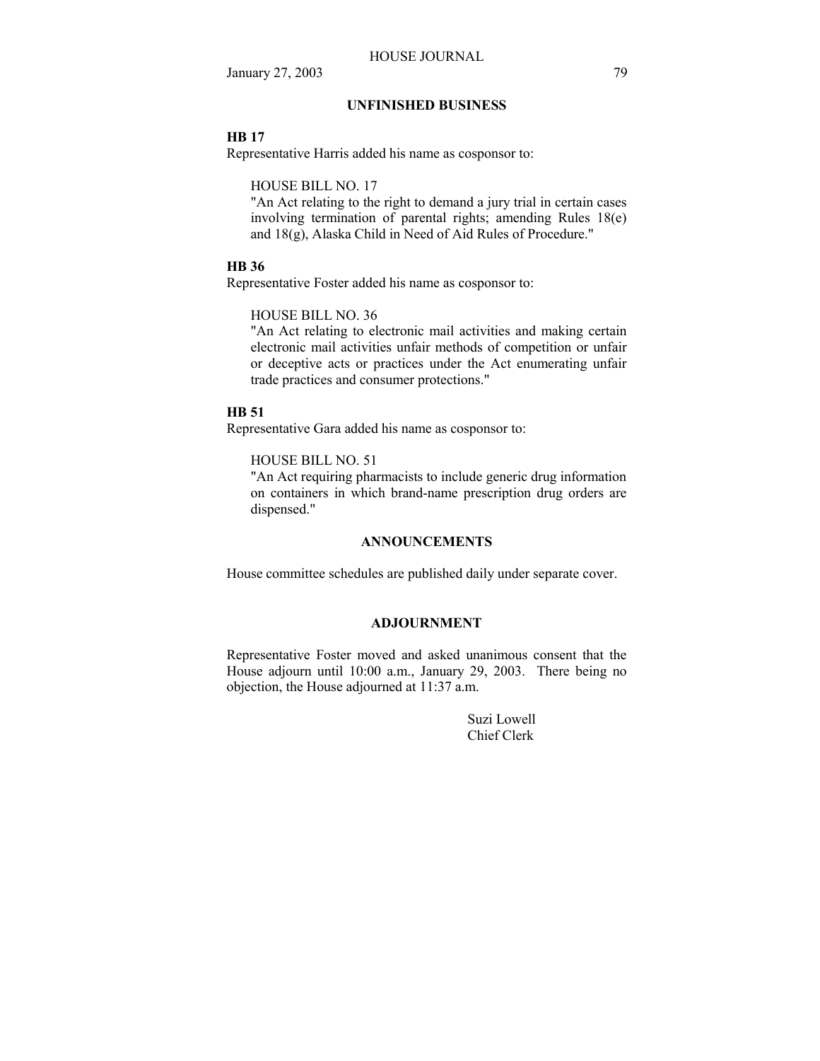## UNFINISHED BUSINESS

**HB 17**

Representative Harris added his name as cosponsor to:

> HOUSE BILL NO. 17
> "An Act relating to the right to demand a jury trial in certain cases involving termination of parental rights; amending Rules 18(e) and 18(g), Alaska Child in Need of Aid Rules of Procedure."

**HB 36**

Representative Foster added his name as cosponsor to:

> HOUSE BILL NO. 36
> "An Act relating to electronic mail activities and making certain electronic mail activities unfair methods of competition or unfair or deceptive acts or practices under the Act enumerating unfair trade practices and consumer protections."

**HB 51**

Representative Gara added his name as cosponsor to:

> HOUSE BILL NO. 51
> "An Act requiring pharmacists to include generic drug information on containers in which brand-name prescription drug orders are dispensed."

## ANNOUNCEMENTS

House committee schedules are published daily under separate cover.

## ADJOURNMENT

Representative Foster moved and asked unanimous consent that the House adjourn until 10:00 a.m., January 29, 2003. There being no objection, the House adjourned at 11:37 a.m.

Suzi Lowell
Chief Clerk